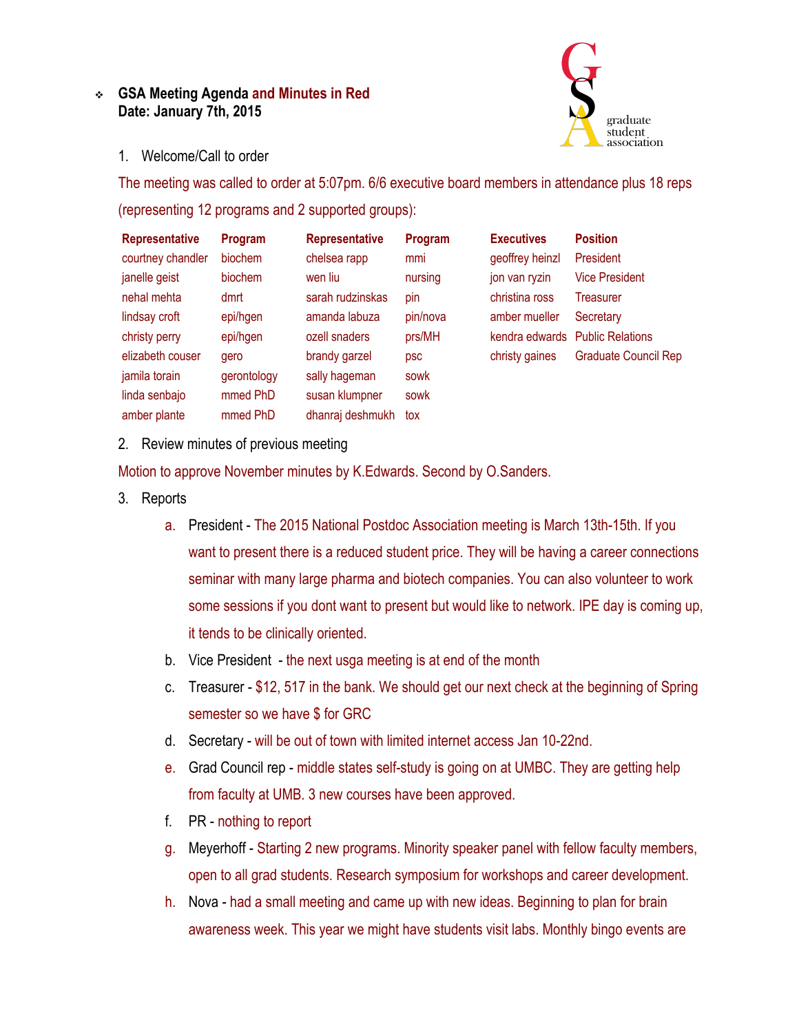- **GSA Meeting Agenda and Minutes in Red**
  **Date: January 7th, 2015**

graduate student association

1. Welcome/Call to order

The meeting was called to order at 5:07pm. 6/6 executive board members in attendance plus 18 reps (representing 12 programs and 2 supported groups):

| Representative | Program | Representative | Program | Executives | Position |
|---|---|---|---|---|---|
| courtney chandler | biochem | chelsea rapp | mmi | geoffrey heinzl | President |
| janelle geist | biochem | wen liu | nursing | jon van ryzin | Vice President |
| nehal mehta | dmrt | sarah rudzinskas | pin | christina ross | Treasurer |
| lindsay croft | epi/hgen | amanda labuza | pin/nova | amber mueller | Secretary |
| christy perry | epi/hgen | ozell snaders | prs/MH | kendra edwards | Public Relations |
| elizabeth couser | gero | brandy garzel | psc | christy gaines | Graduate Council Rep |
| jamila torain | gerontology | sally hageman | sowk | | |
| linda senbajo | mmed PhD | susan klumpner | sowk | | |
| amber plante | mmed PhD | dhanraj deshmukh | tox | | |

2. Review minutes of previous meeting

Motion to approve November minutes by K.Edwards. Second by O.Sanders.

3. Reports
   a. President - The 2015 National Postdoc Association meeting is March 13th-15th. If you want to present there is a reduced student price. They will be having a career connections seminar with many large pharma and biotech companies. You can also volunteer to work some sessions if you dont want to present but would like to network. IPE day is coming up, it tends to be clinically oriented.
   b. Vice President - the next usga meeting is at end of the month
   c. Treasurer - $12, 517 in the bank. We should get our next check at the beginning of Spring semester so we have $ for GRC
   d. Secretary - will be out of town with limited internet access Jan 10-22nd.
   e. Grad Council rep - middle states self-study is going on at UMBC. They are getting help from faculty at UMB. 3 new courses have been approved.
   f. PR - nothing to report
   g. Meyerhoff - Starting 2 new programs. Minority speaker panel with fellow faculty members, open to all grad students. Research symposium for workshops and career development.
   h. Nova - had a small meeting and came up with new ideas. Beginning to plan for brain awareness week. This year we might have students visit labs. Monthly bingo events are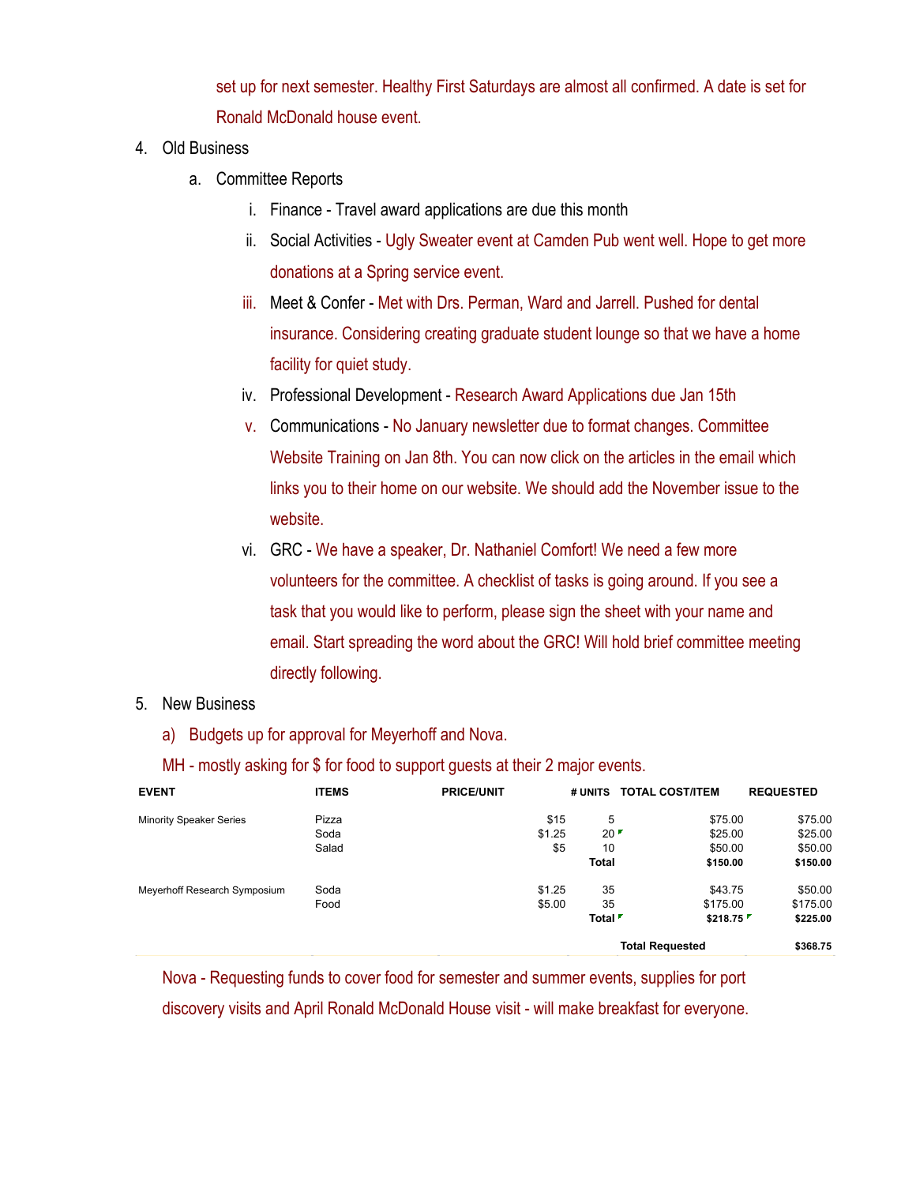set up for next semester. Healthy First Saturdays are almost all confirmed. A date is set for Ronald McDonald house event.

4. Old Business
    a. Committee Reports
        i. Finance - Travel award applications are due this month
        ii. Social Activities - Ugly Sweater event at Camden Pub went well. Hope to get more donations at a Spring service event.
        iii. Meet & Confer - Met with Drs. Perman, Ward and Jarrell. Pushed for dental insurance. Considering creating graduate student lounge so that we have a home facility for quiet study.
        iv. Professional Development - Research Award Applications due Jan 15th
        v. Communications - No January newsletter due to format changes. Committee Website Training on Jan 8th. You can now click on the articles in the email which links you to their home on our website. We should add the November issue to the website.
        vi. GRC - We have a speaker, Dr. Nathaniel Comfort! We need a few more volunteers for the committee. A checklist of tasks is going around. If you see a task that you would like to perform, please sign the sheet with your name and email. Start spreading the word about the GRC! Will hold brief committee meeting directly following.
5. New Business
    a) Budgets up for approval for Meyerhoff and Nova.

    MH - mostly asking for $ for food to support guests at their 2 major events.

| EVENT | ITEMS | PRICE/UNIT | # UNITS | TOTAL COST/ITEM | REQUESTED |
|---|---|---|---|---|---|
| Minority Speaker Series | Pizza | $15 | 5 | $75.00 | $75.00 |
| | Soda | $1.25 | 20 | $25.00 | $25.00 |
| | Salad | $5 | 10 | $50.00 | $50.00 |
| | | | **Total** | **$150.00** | **$150.00** |
| Meyerhoff Research Symposium | Soda | $1.25 | 35 | $43.75 | $50.00 |
| | Food | $5.00 | 35 | $175.00 | $175.00 |
| | | | **Total** | **$218.75** | **$225.00** |
| | | | | **Total Requested** | **$368.75** |

Nova - Requesting funds to cover food for semester and summer events, supplies for port discovery visits and April Ronald McDonald House visit - will make breakfast for everyone.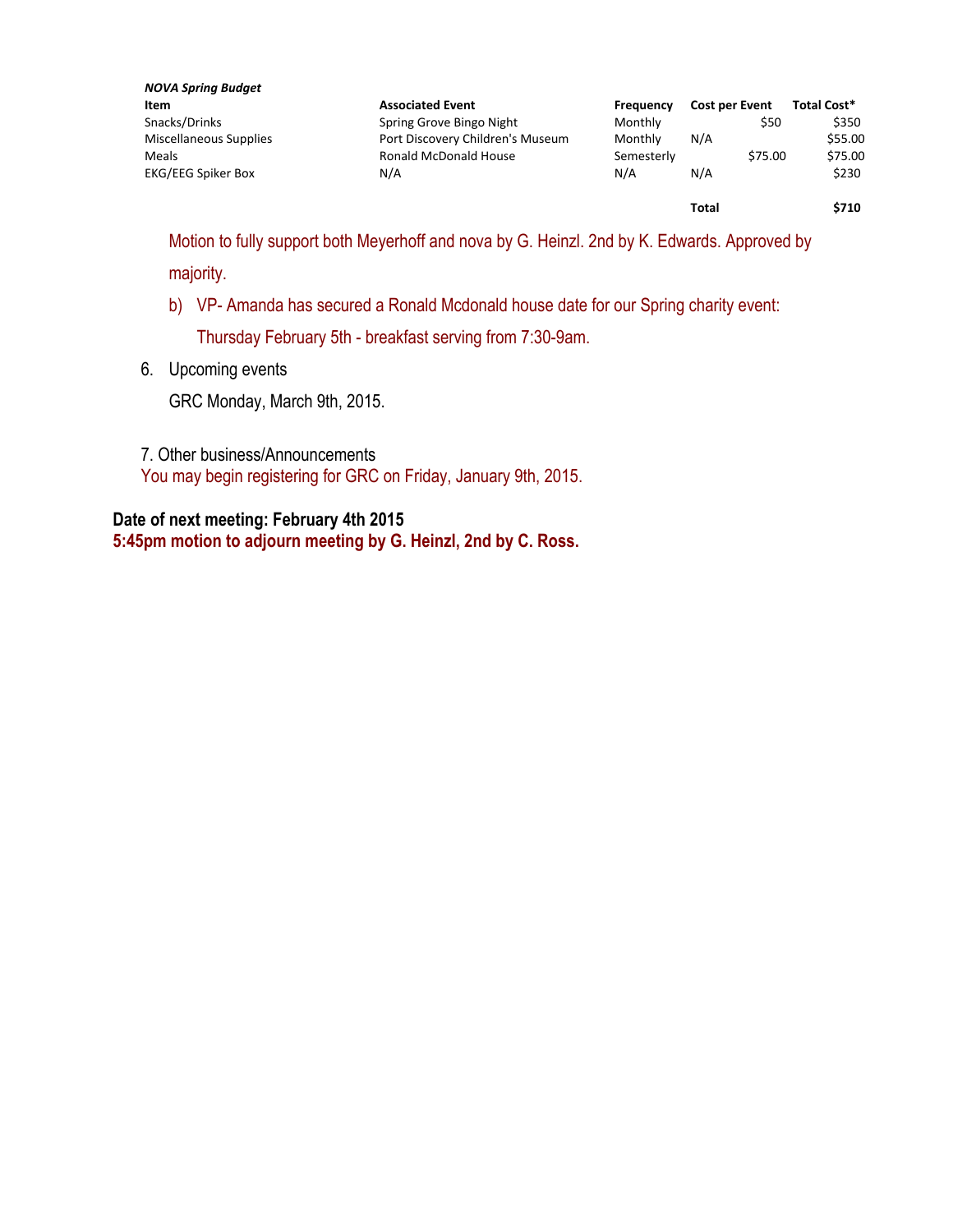***NOVA Spring Budget***

| Item | Associated Event | Frequency | Cost per Event | Total Cost* |
|---|---|---|---|---|
| Snacks/Drinks | Spring Grove Bingo Night | Monthly | $50 | $350 |
| Miscellaneous Supplies | Port Discovery Children's Museum | Monthly | N/A | $55.00 |
| Meals | Ronald McDonald House | Semesterly | $75.00 | $75.00 |
| EKG/EEG Spiker Box | N/A | N/A | N/A | $230 |
| | | | **Total** | **$710** |

Motion to fully support both Meyerhoff and nova by G. Heinzl. 2nd by K. Edwards. Approved by majority.

b) VP- Amanda has secured a Ronald Mcdonald house date for our Spring charity event: Thursday February 5th - breakfast serving from 7:30-9am.

6. Upcoming events

   GRC Monday, March 9th, 2015.

7. Other business/Announcements

You may begin registering for GRC on Friday, January 9th, 2015.

**Date of next meeting: February 4th 2015**

**5:45pm motion to adjourn meeting by G. Heinzl, 2nd by C. Ross.**